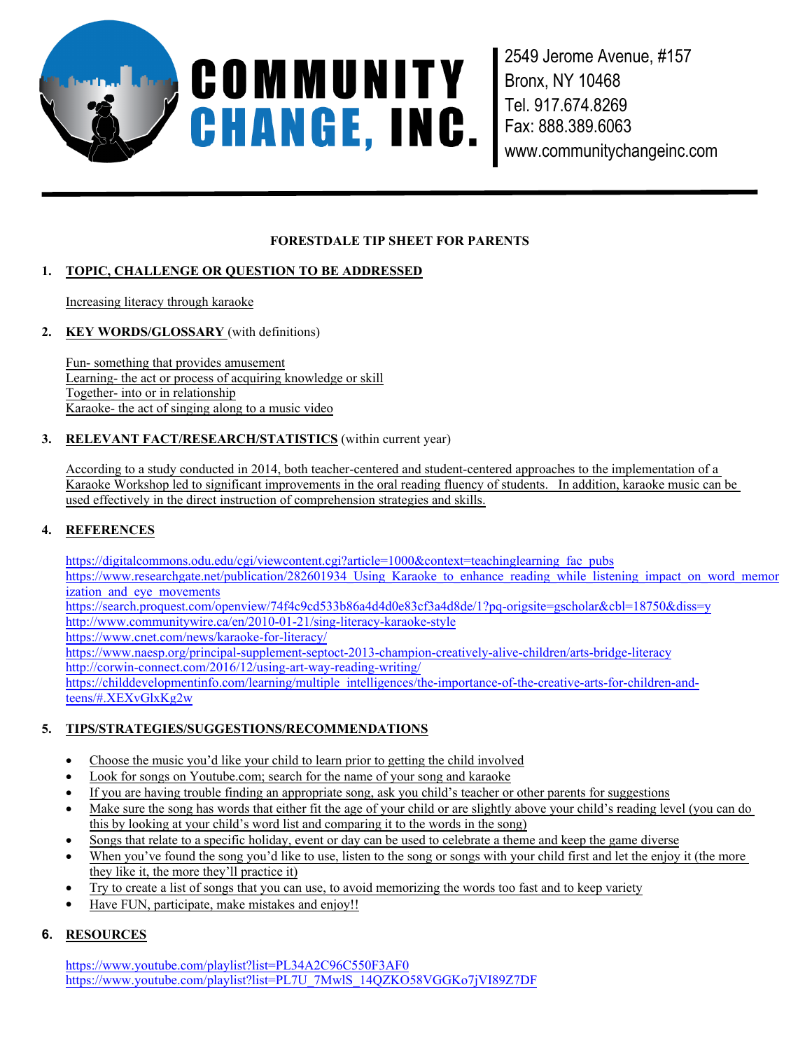# COMMUNITY CHANGE, INC.

2549 Jerome Avenue, #157
Bronx, NY 10468
Tel. 917.674.8269
Fax: 888.389.6063
www.communitychangeinc.com

---

**FORESTDALE TIP SHEET FOR PARENTS**

## 1. TOPIC, CHALLENGE OR QUESTION TO BE ADDRESSED

Increasing literacy through karaoke

## 2. KEY WORDS/GLOSSARY (with definitions)

Fun- something that provides amusement
Learning- the act or process of acquiring knowledge or skill
Together- into or in relationship
Karaoke- the act of singing along to a music video

## 3. RELEVANT FACT/RESEARCH/STATISTICS (within current year)

According to a study conducted in 2014, both teacher-centered and student-centered approaches to the implementation of a Karaoke Workshop led to significant improvements in the oral reading fluency of students. In addition, karaoke music can be used effectively in the direct instruction of comprehension strategies and skills.

## 4. REFERENCES

https://digitalcommons.odu.edu/cgi/viewcontent.cgi?article=1000&context=teachinglearning_fac_pubs
https://www.researchgate.net/publication/282601934_Using_Karaoke_to_enhance_reading_while_listening_impact_on_word_memorization_and_eye_movements
https://search.proquest.com/openview/74f4c9cd533b86a4d4d0e83cf3a4d8de/1?pq-origsite=gscholar&cbl=18750&diss=y
http://www.communitywire.ca/en/2010-01-21/sing-literacy-karaoke-style
https://www.cnet.com/news/karaoke-for-literacy/
https://www.naesp.org/principal-supplement-septoct-2013-champion-creatively-alive-children/arts-bridge-literacy
http://corwin-connect.com/2016/12/using-art-way-reading-writing/
https://childdevelopmentinfo.com/learning/multiple_intelligences/the-importance-of-the-creative-arts-for-children-and-teens/#.XEXvGlxKg2w

## 5. TIPS/STRATEGIES/SUGGESTIONS/RECOMMENDATIONS

- Choose the music you'd like your child to learn prior to getting the child involved
- Look for songs on Youtube.com; search for the name of your song and karaoke
- If you are having trouble finding an appropriate song, ask you child's teacher or other parents for suggestions
- Make sure the song has words that either fit the age of your child or are slightly above your child's reading level (you can do this by looking at your child's word list and comparing it to the words in the song)
- Songs that relate to a specific holiday, event or day can be used to celebrate a theme and keep the game diverse
- When you've found the song you'd like to use, listen to the song or songs with your child first and let the enjoy it (the more they like it, the more they'll practice it)
- Try to create a list of songs that you can use, to avoid memorizing the words too fast and to keep variety
- Have FUN, participate, make mistakes and enjoy!!

## 6. RESOURCES

https://www.youtube.com/playlist?list=PL34A2C96C550F3AF0
https://www.youtube.com/playlist?list=PL7U_7MwlS_14QZKO58VGGKo7jVI89Z7DF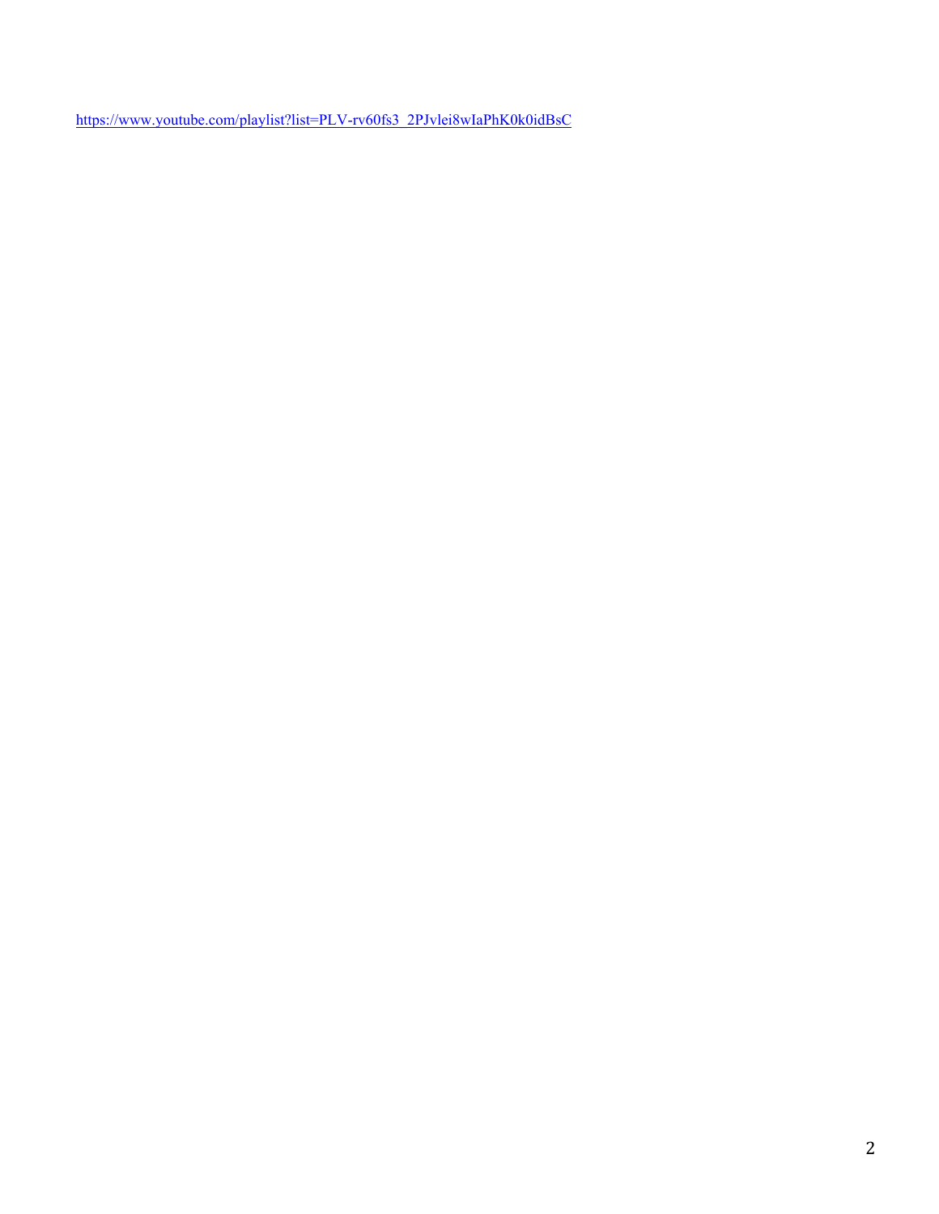https://www.youtube.com/playlist?list=PLV-rv60fs3_2PJvlei8wIaPhK0k0idBsC